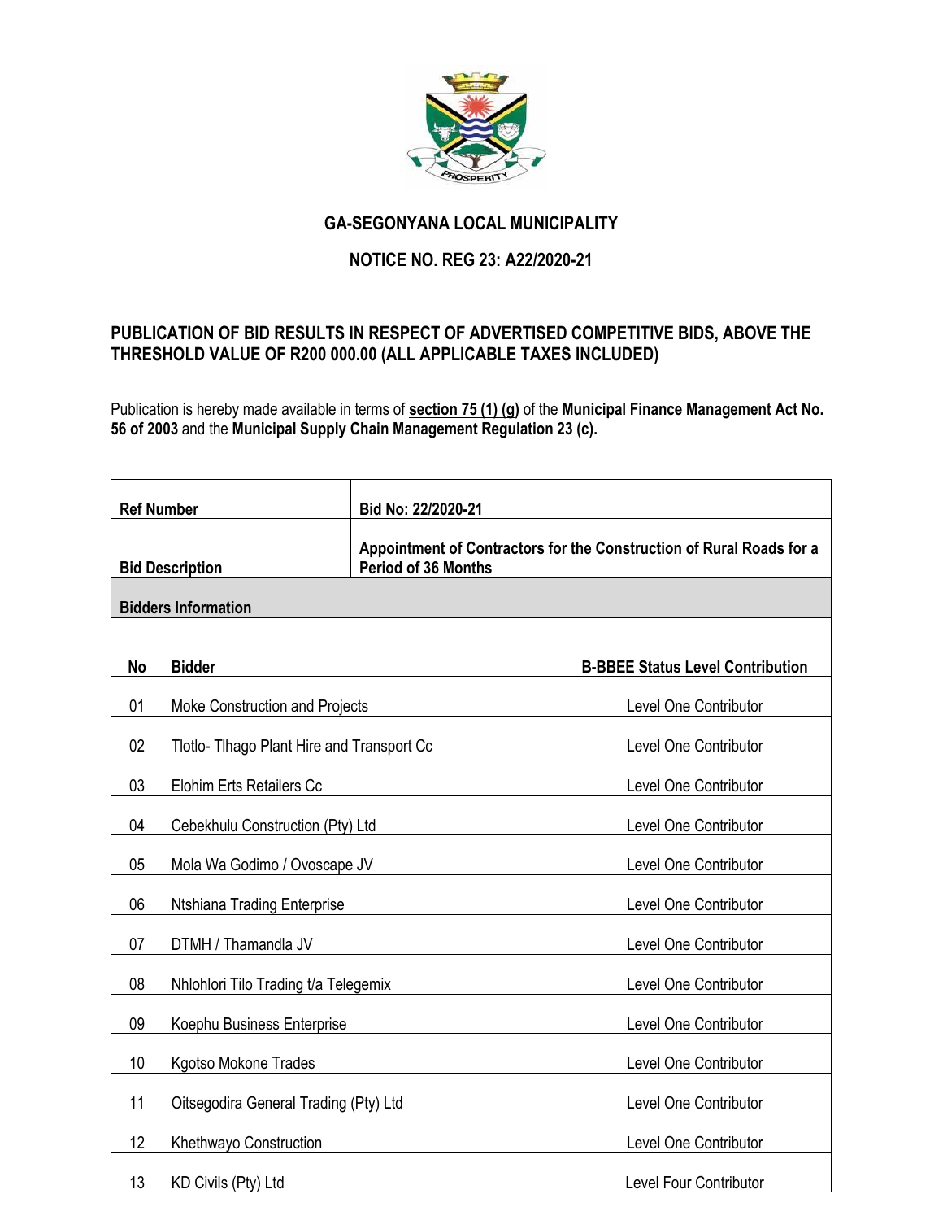## GA-SEGONYANA LOCAL MUNICIPALITY

### NOTICE NO. REG 23: A22/2020-21

### PUBLICATION OF <u>BID RESULTS</u> IN RESPECT OF ADVERTISED COMPETITIVE BIDS, ABOVE THE THRESHOLD VALUE OF R200 000.00 (ALL APPLICABLE TAXES INCLUDED)

Publication is hereby made available in terms of **<u>section 75 (1) (g)</u>** of the **Municipal Finance Management Act No. 56 of 2003** and the **Municipal Supply Chain Management Regulation 23 (c).**

| **Ref Number** | **Bid No: 22/2020-21** | |
|---|---|---|
| **Bid Description** | **Appointment of Contractors for the Construction of Rural Roads for a Period of 36 Months** | |
| **Bidders Information** | | |
| **No** | **Bidder** | **B-BBEE Status Level Contribution** |
| 01 | Moke Construction and Projects | Level One Contributor |
| 02 | Tlotlo- Tlhago Plant Hire and Transport Cc | Level One Contributor |
| 03 | Elohim Erts Retailers Cc | Level One Contributor |
| 04 | Cebekhulu Construction (Pty) Ltd | Level One Contributor |
| 05 | Mola Wa Godimo / Ovoscape JV | Level One Contributor |
| 06 | Ntshiana Trading Enterprise | Level One Contributor |
| 07 | DTMH / Thamandla JV | Level One Contributor |
| 08 | Nhlohlori Tilo Trading t/a Telegemix | Level One Contributor |
| 09 | Koephu Business Enterprise | Level One Contributor |
| 10 | Kgotso Mokone Trades | Level One Contributor |
| 11 | Oitsegodira General Trading (Pty) Ltd | Level One Contributor |
| 12 | Khethwayo Construction | Level One Contributor |
| 13 | KD Civils (Pty) Ltd | Level Four Contributor |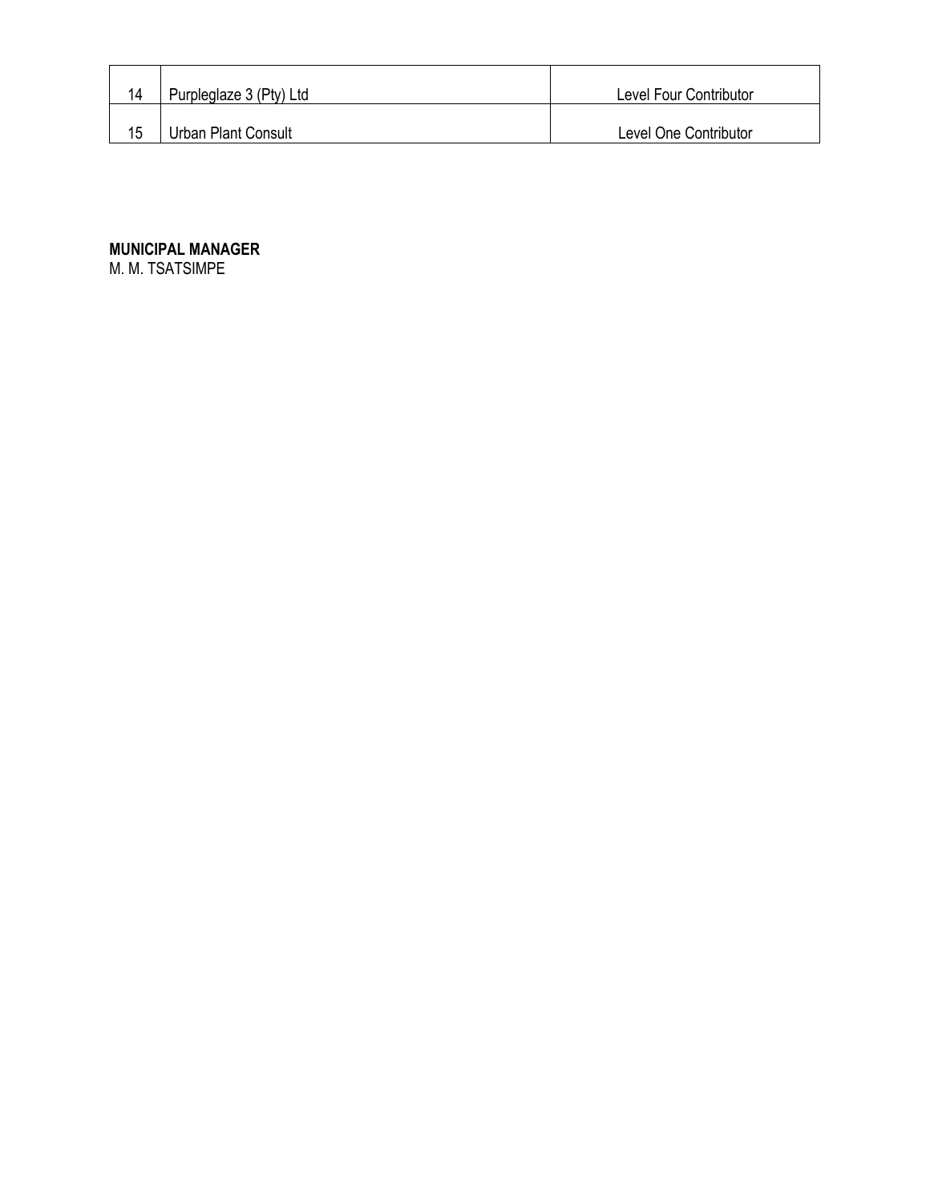| | | |
|---|---|---|
| 14 | Purpleglaze 3 (Pty) Ltd | Level Four Contributor |
| 15 | Urban Plant Consult | Level One Contributor |

**MUNICIPAL MANAGER**
M. M. TSATSIMPE